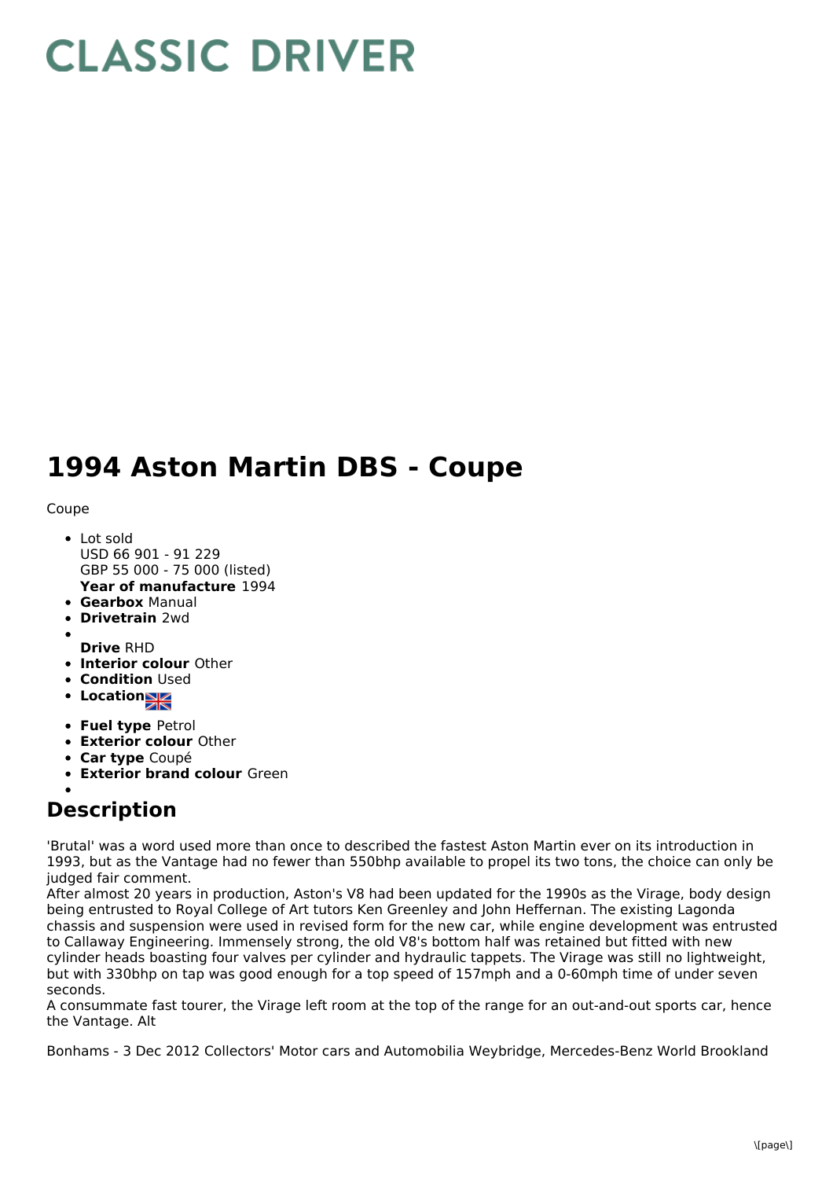# CLASSIC DRIVER

# 1994 Aston Martin DBS - Coupe

Coupe

- Lot sold
  USD 66 901 - 91 229
  GBP 55 000 - 75 000 (listed)
  **Year of manufacture** 1994
- **Gearbox** Manual
- **Drivetrain** 2wd
- **Drive** RHD
- **Interior colour** Other
- **Condition** Used
- **Location**
- **Fuel type** Petrol
- **Exterior colour** Other
- **Car type** Coupé
- **Exterior brand colour** Green

## Description

'Brutal' was a word used more than once to described the fastest Aston Martin ever on its introduction in 1993, but as the Vantage had no fewer than 550bhp available to propel its two tons, the choice can only be judged fair comment.
After almost 20 years in production, Aston's V8 had been updated for the 1990s as the Virage, body design being entrusted to Royal College of Art tutors Ken Greenley and John Heffernan. The existing Lagonda chassis and suspension were used in revised form for the new car, while engine development was entrusted to Callaway Engineering. Immensely strong, the old V8's bottom half was retained but fitted with new cylinder heads boasting four valves per cylinder and hydraulic tappets. The Virage was still no lightweight, but with 330bhp on tap was good enough for a top speed of 157mph and a 0-60mph time of under seven seconds.
A consummate fast tourer, the Virage left room at the top of the range for an out-and-out sports car, hence the Vantage. Alt

Bonhams - 3 Dec 2012 Collectors' Motor cars and Automobilia Weybridge, Mercedes-Benz World Brookland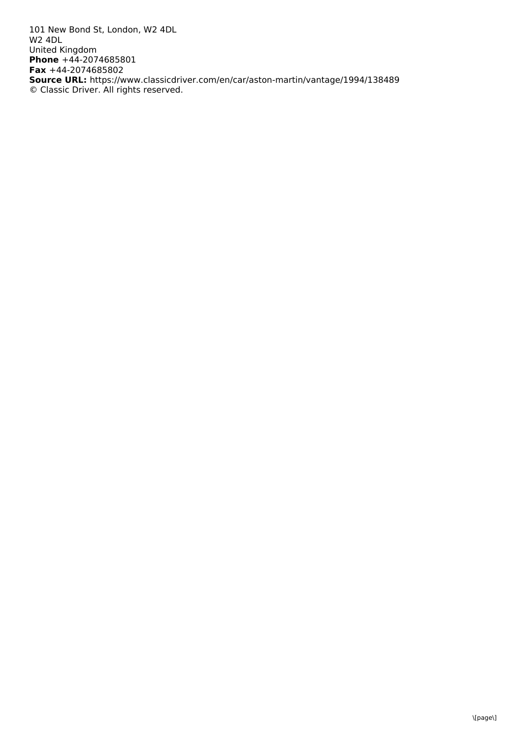101 New Bond St, London, W2 4DL
W2 4DL
United Kingdom
**Phone** +44-2074685801
**Fax** +44-2074685802
**Source URL:** https://www.classicdriver.com/en/car/aston-martin/vantage/1994/138489
© Classic Driver. All rights reserved.